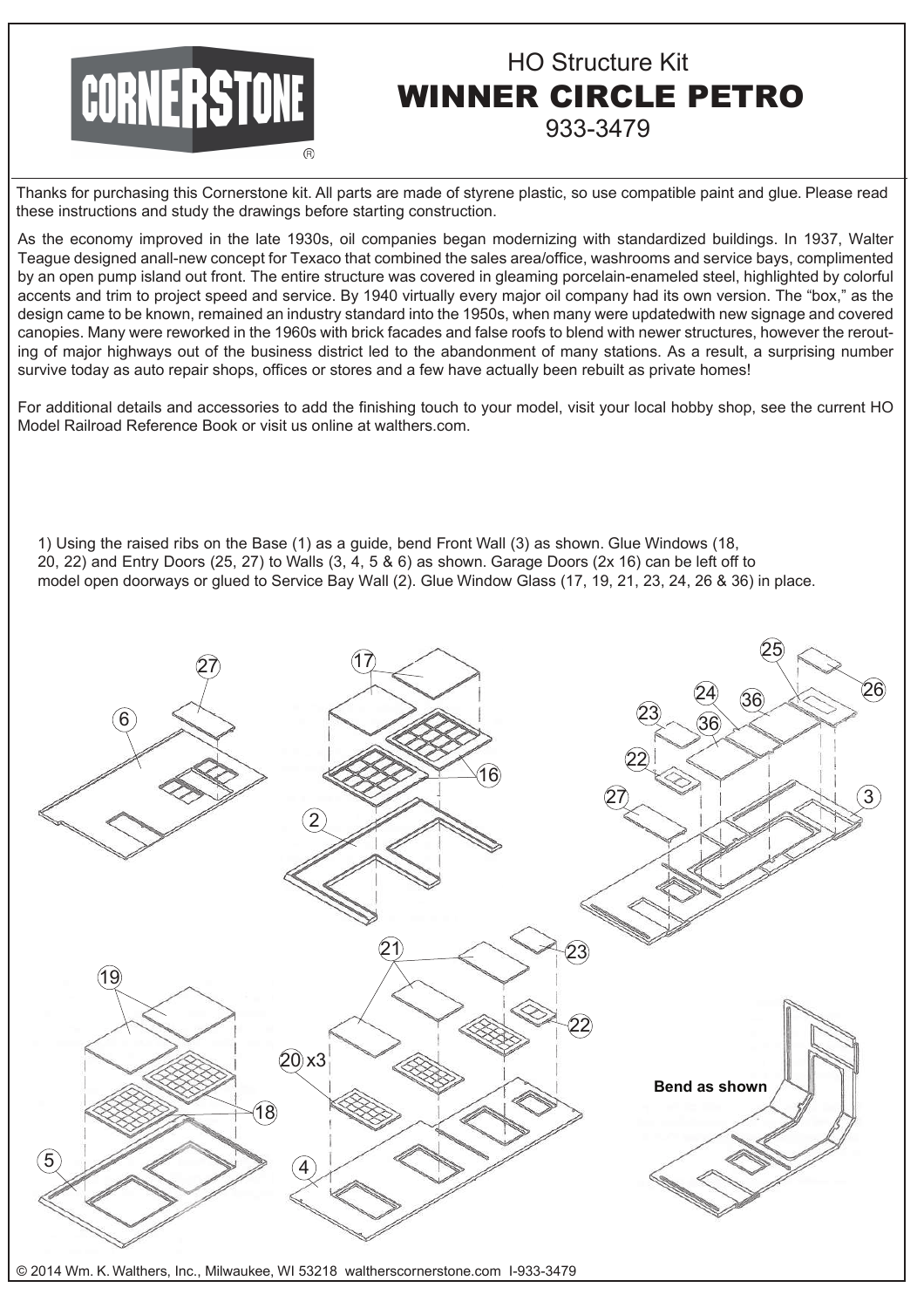# CORNERSTONE®

## HO Structure Kit
## WINNER CIRCLE PETRO
## 933-3479

Thanks for purchasing this Cornerstone kit. All parts are made of styrene plastic, so use compatible paint and glue. Please read these instructions and study the drawings before starting construction.

As the economy improved in the late 1930s, oil companies began modernizing with standardized buildings. In 1937, Walter Teague designed anall-new concept for Texaco that combined the sales area/office, washrooms and service bays, complimented by an open pump island out front. The entire structure was covered in gleaming porcelain-enameled steel, highlighted by colorful accents and trim to project speed and service. By 1940 virtually every major oil company had its own version. The "box," as the design came to be known, remained an industry standard into the 1950s, when many were updatedwith new signage and covered canopies. Many were reworked in the 1960s with brick facades and false roofs to blend with newer structures, however the rerouting of major highways out of the business district led to the abandonment of many stations. As a result, a surprising number survive today as auto repair shops, offices or stores and a few have actually been rebuilt as private homes!

For additional details and accessories to add the finishing touch to your model, visit your local hobby shop, see the current HO Model Railroad Reference Book or visit us online at walthers.com.

1) Using the raised ribs on the Base (1) as a guide, bend Front Wall (3) as shown. Glue Windows (18, 20, 22) and Entry Doors (25, 27) to Walls (3, 4, 5 & 6) as shown. Garage Doors (2x 16) can be left off to model open doorways or glued to Service Bay Wall (2). Glue Window Glass (17, 19, 21, 23, 24, 26 & 36) in place.

Bend as shown

© 2014 Wm. K. Walthers, Inc., Milwaukee, WI 53218 waltherscornerstone.com I-933-3479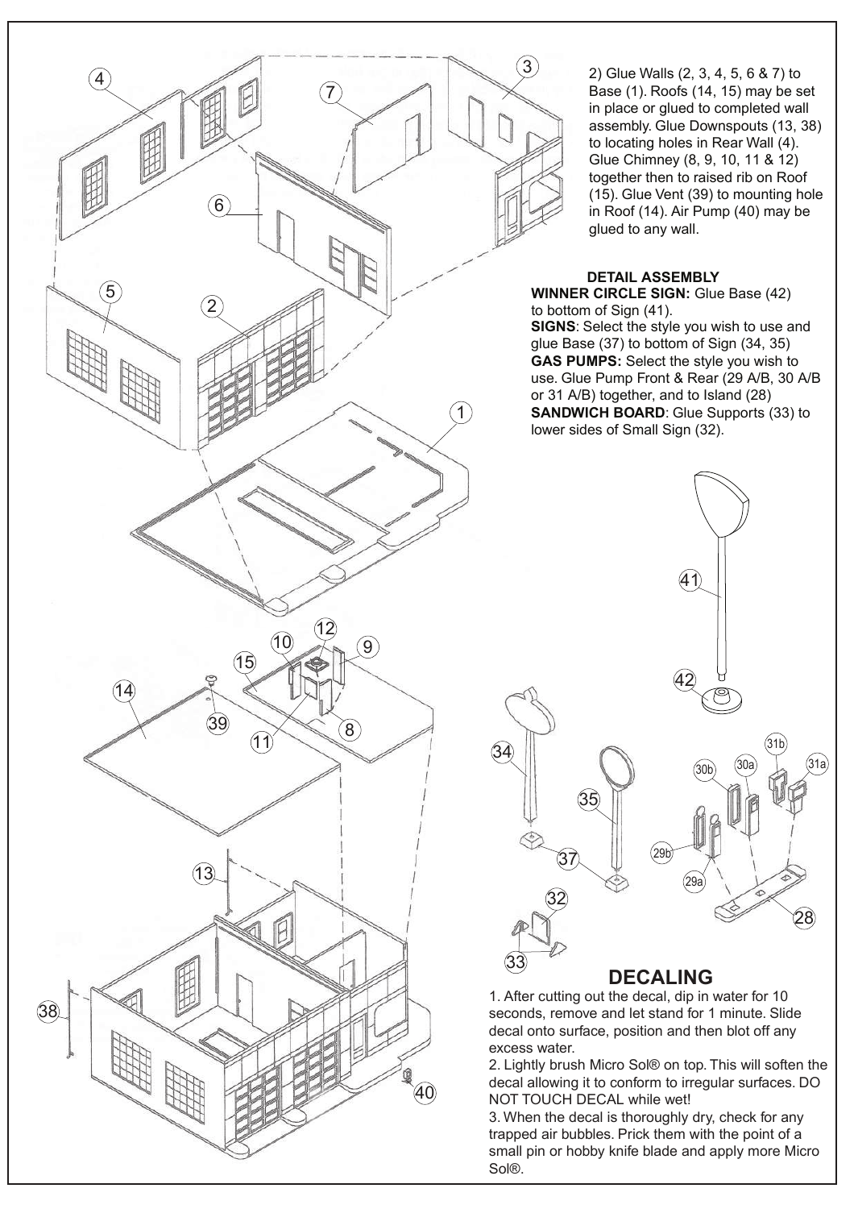2) Glue Walls (2, 3, 4, 5, 6 & 7) to Base (1). Roofs (14, 15) may be set in place or glued to completed wall assembly. Glue Downspouts (13, 38) to locating holes in Rear Wall (4). Glue Chimney (8, 9, 10, 11 & 12) together then to raised rib on Roof (15). Glue Vent (39) to mounting hole in Roof (14). Air Pump (40) may be glued to any wall.

### DETAIL ASSEMBLY

**WINNER CIRCLE SIGN:** Glue Base (42) to bottom of Sign (41).

**SIGNS**: Select the style you wish to use and glue Base (37) to bottom of Sign (34, 35)

**GAS PUMPS:** Select the style you wish to use. Glue Pump Front & Rear (29 A/B, 30 A/B or 31 A/B) together, and to Island (28)

**SANDWICH BOARD**: Glue Supports (33) to lower sides of Small Sign (32).

## DECALING

1. After cutting out the decal, dip in water for 10 seconds, remove and let stand for 1 minute. Slide decal onto surface, position and then blot off any excess water.
2. Lightly brush Micro Sol® on top. This will soften the decal allowing it to conform to irregular surfaces. DO NOT TOUCH DECAL while wet!
3. When the decal is thoroughly dry, check for any trapped air bubbles. Prick them with the point of a small pin or hobby knife blade and apply more Micro Sol®.